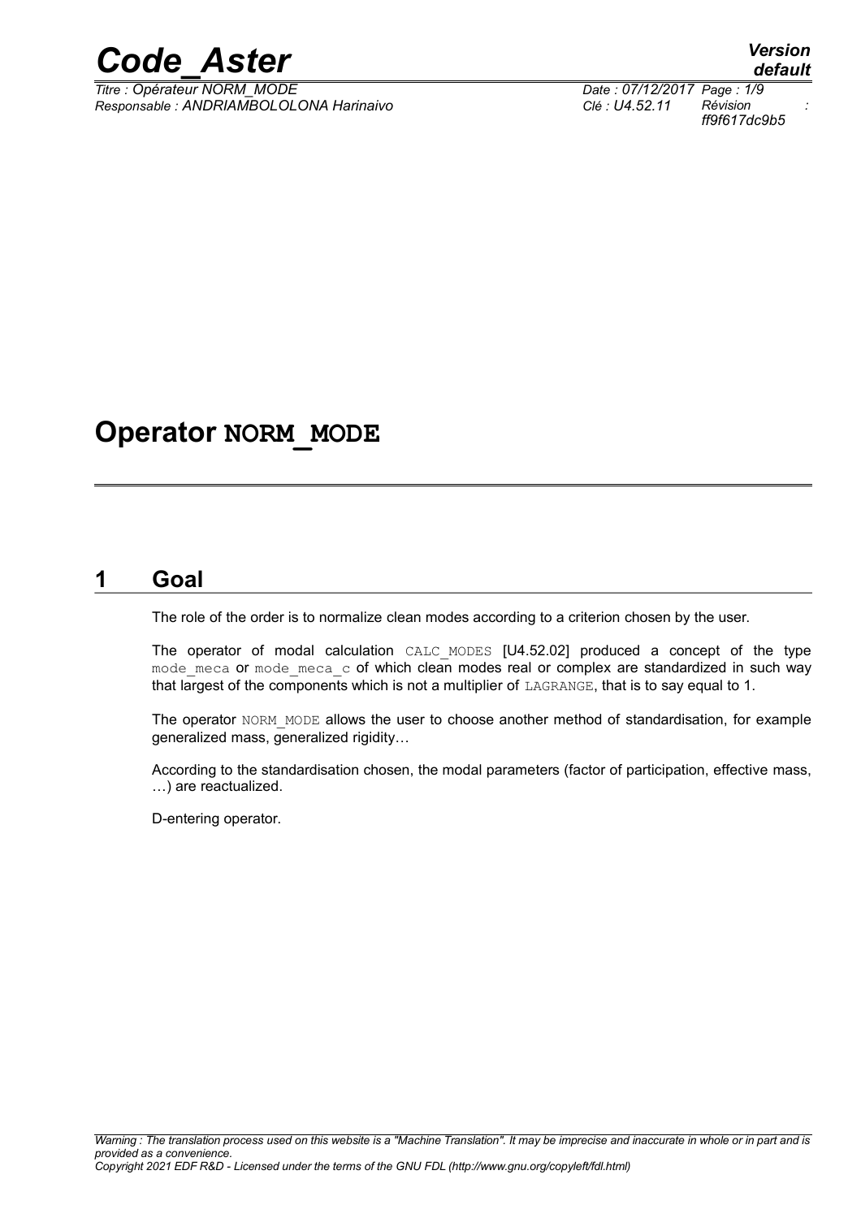# Operator NORM_MODE

## 1 Goal

The role of the order is to normalize clean modes according to a criterion chosen by the user.

The operator of modal calculation CALC_MODES [U4.52.02] produced a concept of the type mode_meca or mode_meca_c of which clean modes real or complex are standardized in such way that largest of the components which is not a multiplier of LAGRANGE, that is to say equal to 1.

The operator NORM_MODE allows the user to choose another method of standardisation, for example generalized mass, generalized rigidity…

According to the standardisation chosen, the modal parameters (factor of participation, effective mass, …) are reactualized.

D-entering operator.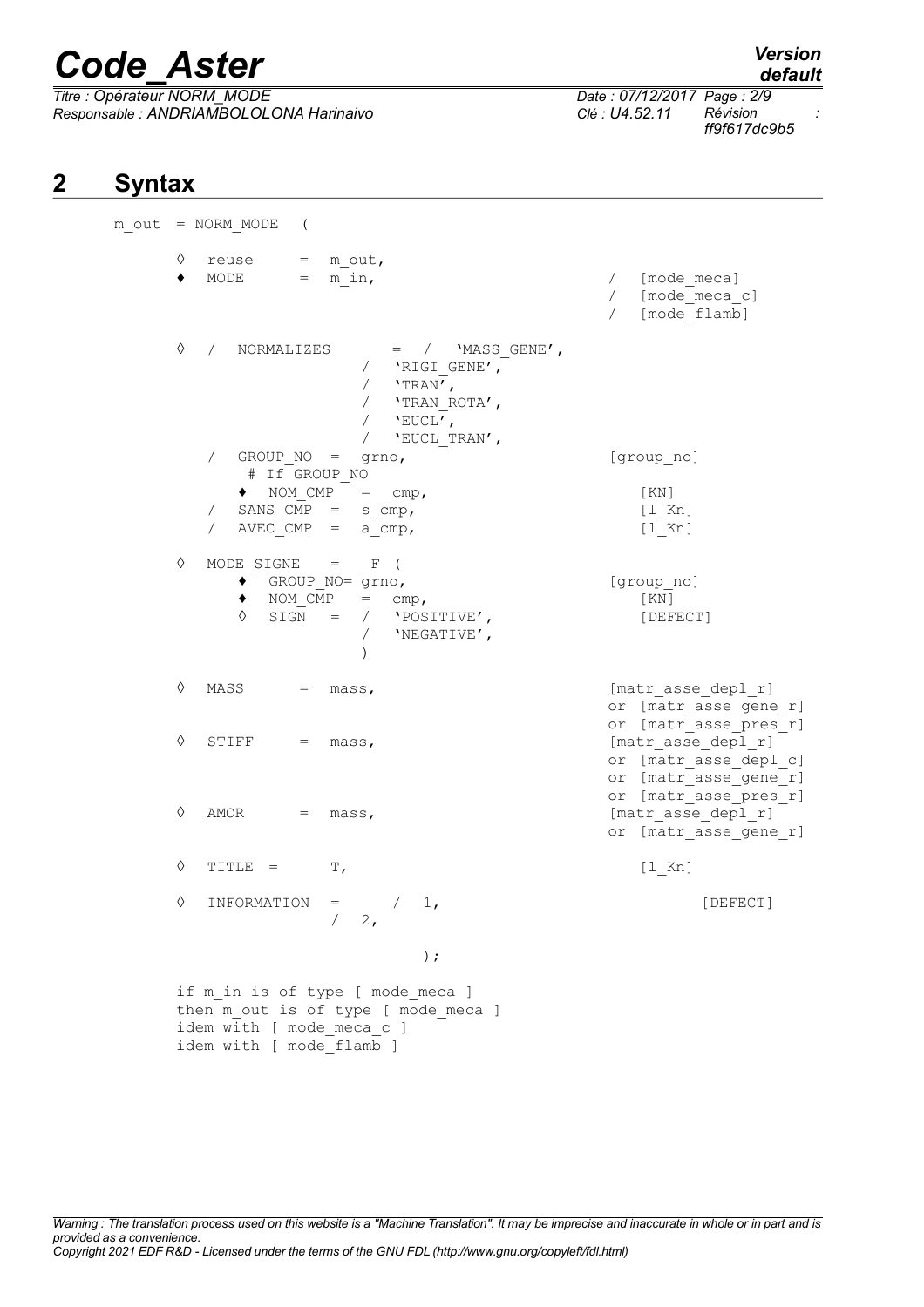## 2 Syntax

```
m_out = NORM_MODE  (

      ◊  reuse      =  m_out,
      ♦  MODE       =  m_in,                          /  [mode_meca]
                                                      /  [mode_meca_c]
                                                      /  [mode_flamb]

      ◊  /  NORMALIZES      =  /  'MASS_GENE',
                               /  'RIGI_GENE',
                               /  'TRAN',
                               /  'TRAN_ROTA',
                               /  'EUCL',
                               /  'EUCL_TRAN',
         /  GROUP_NO  =  grno,                        [group_no]
              # If GROUP_NO
            ♦  NOM_CMP   =  cmp,                         [KN]
         /  SANS_CMP  =  s_cmp,                          [l_Kn]
         /  AVEC_CMP  =  a_cmp,                          [l_Kn]

      ◊  MODE_SIGNE   =  _F (
            ♦  GROUP_NO= grno,                        [group_no]
            ♦  NOM_CMP   =  cmp,                         [KN]
            ◊  SIGN   =  /  'POSITIVE',                  [DEFECT]
                         /  'NEGATIVE',
                         )

      ◊  MASS      =  mass,                           [matr_asse_depl_r]
                                                      or [matr_asse_gene_r]
                                                      or [matr_asse_pres_r]
      ◊  STIFF     =  mass,                           [matr_asse_depl_r]
                                                      or [matr_asse_depl_c]
                                                      or [matr_asse_gene_r]
                                                      or [matr_asse_pres_r]
      ◊  AMOR      =  mass,                           [matr_asse_depl_r]
                                                      or [matr_asse_gene_r]

      ◊  TITLE  =      T,                                [l_Kn]

      ◊  INFORMATION  =     /  1,                              [DEFECT]
                         /  2,

                               );

      if m_in is of type [ mode_meca ]
      then m_out is of type [ mode_meca ]
      idem with [ mode_meca_c ]
      idem with [ mode_flamb ]
```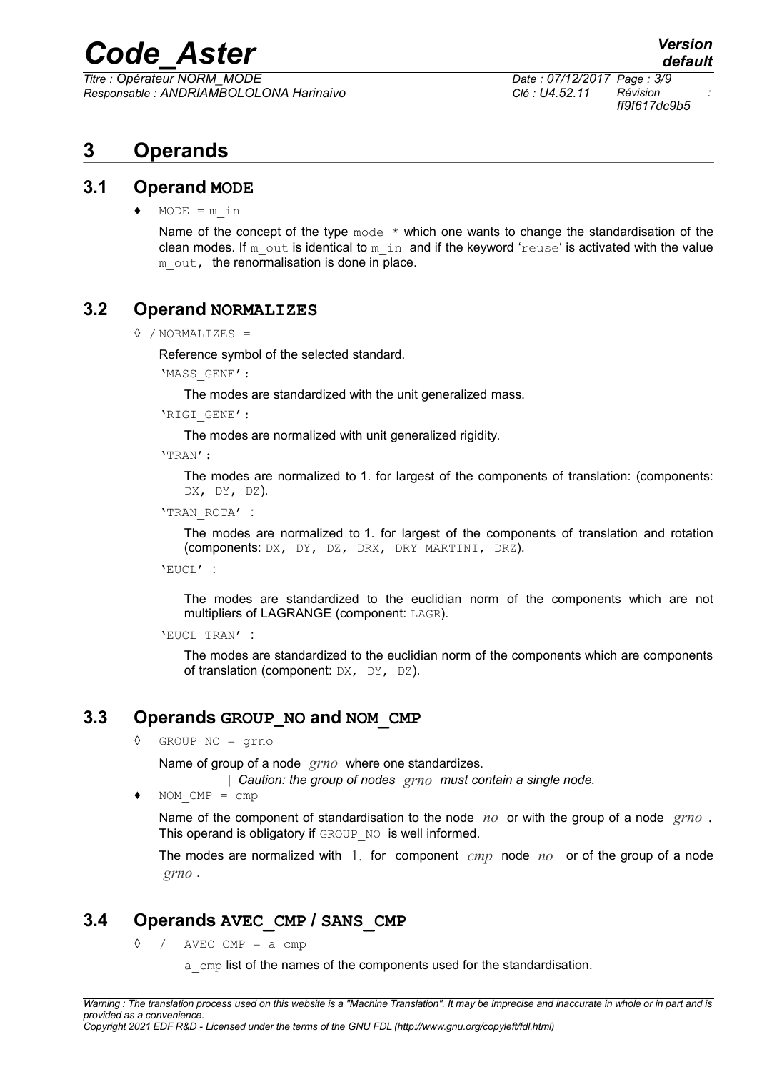# 3 Operands

## 3.1 Operand MODE

♦ MODE = m_in

Name of the concept of the type mode_* which one wants to change the standardisation of the clean modes. If m_out is identical to m_in and if the keyword 'reuse' is activated with the value m_out, the renormalisation is done in place.

## 3.2 Operand NORMALIZES

◊ / NORMALIZES =

Reference symbol of the selected standard.

'MASS_GENE':

The modes are standardized with the unit generalized mass.

'RIGI_GENE':

The modes are normalized with unit generalized rigidity.

'TRAN':

The modes are normalized to 1. for largest of the components of translation: (components: DX, DY, DZ).

'TRAN_ROTA' :

The modes are normalized to 1. for largest of the components of translation and rotation (components: DX, DY, DZ, DRX, DRY MARTINI, DRZ).

'EUCL' :

The modes are standardized to the euclidian norm of the components which are not multipliers of LAGRANGE (component: LAGR).

'EUCL_TRAN' :

The modes are standardized to the euclidian norm of the components which are components of translation (component: DX, DY, DZ).

## 3.3 Operands GROUP_NO and NOM_CMP

◊ GROUP_NO = grno

Name of group of a node $grno$ where one standardizes.

| *Caution: the group of nodes $grno$ must contain a single node.*

♦ NOM_CMP = cmp

Name of the component of standardisation to the node $no$ or with the group of a node $grno$. This operand is obligatory if GROUP_NO is well informed.

The modes are normalized with $1.$ for component $cmp$ node $no$ or of the group of a node $grno$.

## 3.4 Operands AVEC_CMP / SANS_CMP

◊ / AVEC_CMP = a_cmp

a_cmp list of the names of the components used for the standardisation.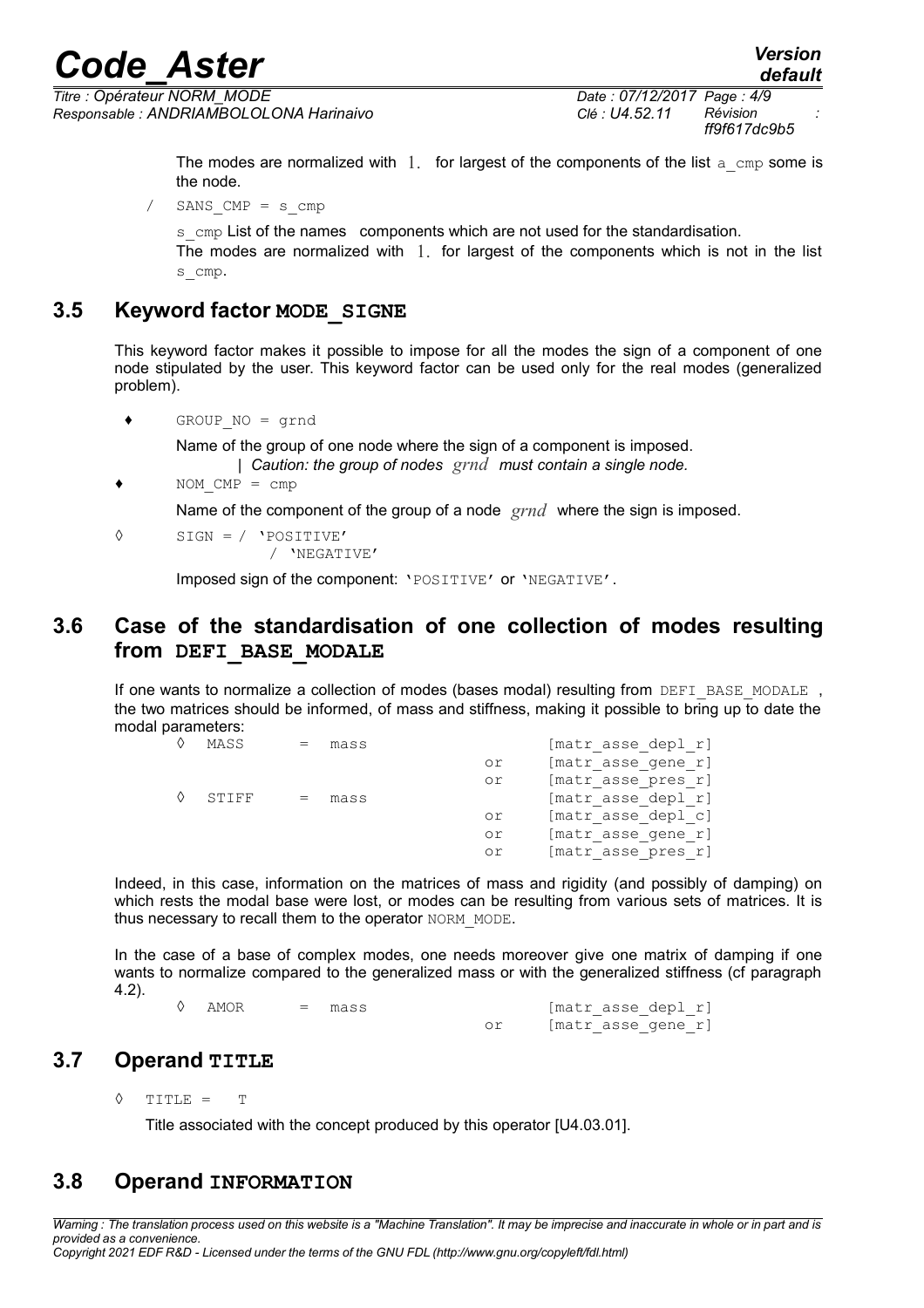The modes are normalized with $1.$ for largest of the components of the list `a_cmp` some is the node.

/ `SANS_CMP = s_cmp`

`s_cmp` List of the names components which are not used for the standardisation.
The modes are normalized with $1.$ for largest of the components which is not in the list `s_cmp`.

## 3.5 Keyword factor MODE_SIGNE

This keyword factor makes it possible to impose for all the modes the sign of a component of one node stipulated by the user. This keyword factor can be used only for the real modes (generalized problem).

♦ `GROUP_NO = grnd`

Name of the group of one node where the sign of a component is imposed.

| *Caution: the group of nodes $grnd$ must contain a single node.*

♦ `NOM_CMP = cmp`

Name of the component of the group of a node $grnd$ where the sign is imposed.

◊ `SIGN = / 'POSITIVE'`
`/ 'NEGATIVE'`

Imposed sign of the component: `'POSITIVE'` or `'NEGATIVE'`.

## 3.6 Case of the standardisation of one collection of modes resulting from DEFI_BASE_MODALE

If one wants to normalize a collection of modes (bases modal) resulting from `DEFI_BASE_MODALE` , the two matrices should be informed, of mass and stiffness, making it possible to bring up to date the modal parameters:

```
◊  MASS    =  mass              [matr_asse_depl_r]
                          or    [matr_asse_gene_r]
                          or    [matr_asse_pres_r]
◊  STIFF   =  mass              [matr_asse_depl_r]
                          or    [matr_asse_depl_c]
                          or    [matr_asse_gene_r]
                          or    [matr_asse_pres_r]
```

Indeed, in this case, information on the matrices of mass and rigidity (and possibly of damping) on which rests the modal base were lost, or modes can be resulting from various sets of matrices. It is thus necessary to recall them to the operator `NORM_MODE`.

In the case of a base of complex modes, one needs moreover give one matrix of damping if one wants to normalize compared to the generalized mass or with the generalized stiffness (cf paragraph 4.2).

```
◊  AMOR    =  mass              [matr_asse_depl_r]
                          or    [matr_asse_gene_r]
```

## 3.7 Operand TITLE

◊ `TITLE = T`

Title associated with the concept produced by this operator [U4.03.01].

## 3.8 Operand INFORMATION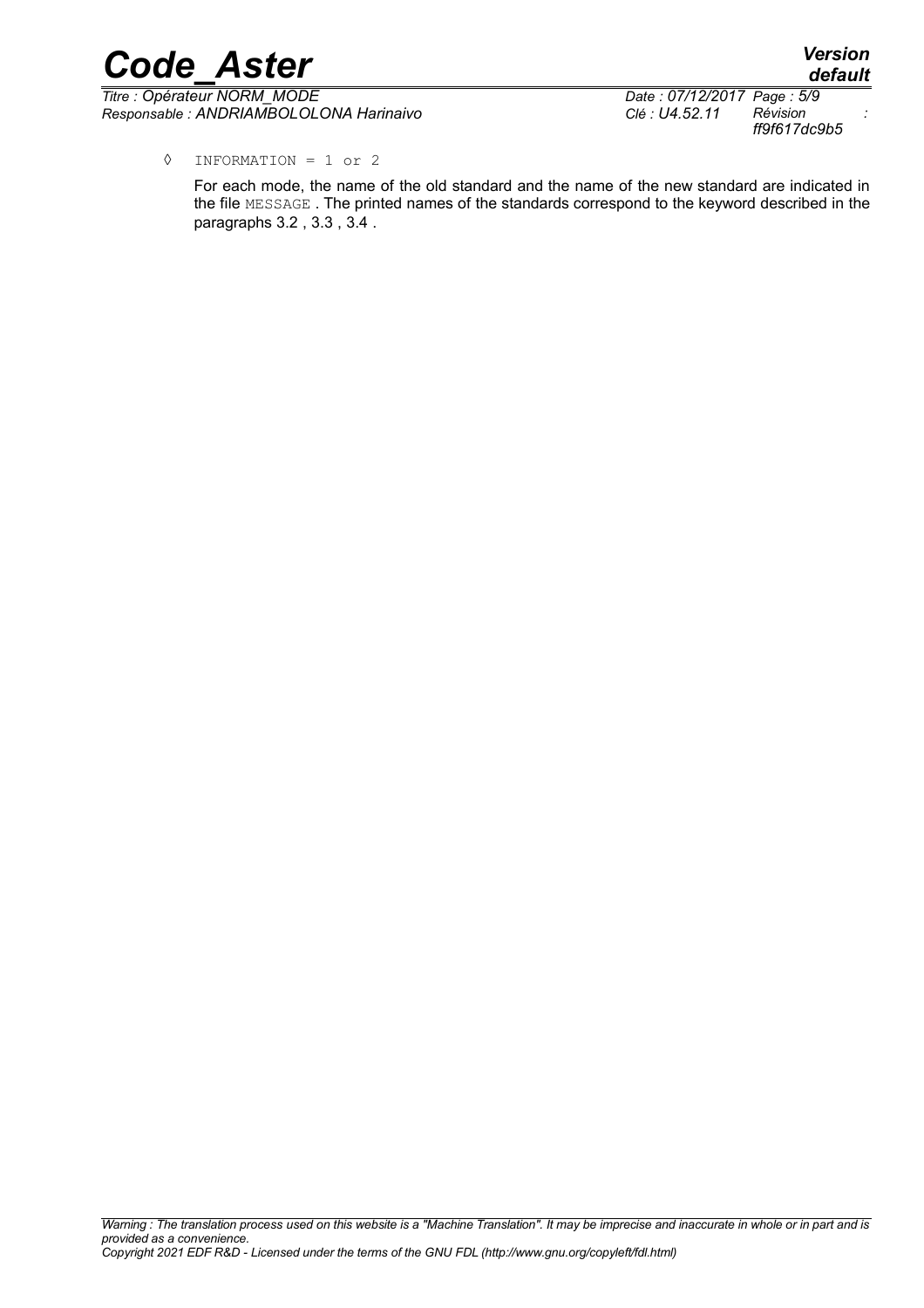◊ INFORMATION = 1 or 2

For each mode, the name of the old standard and the name of the new standard are indicated in the file MESSAGE . The printed names of the standards correspond to the keyword described in the paragraphs 3.2 , 3.3 , 3.4 .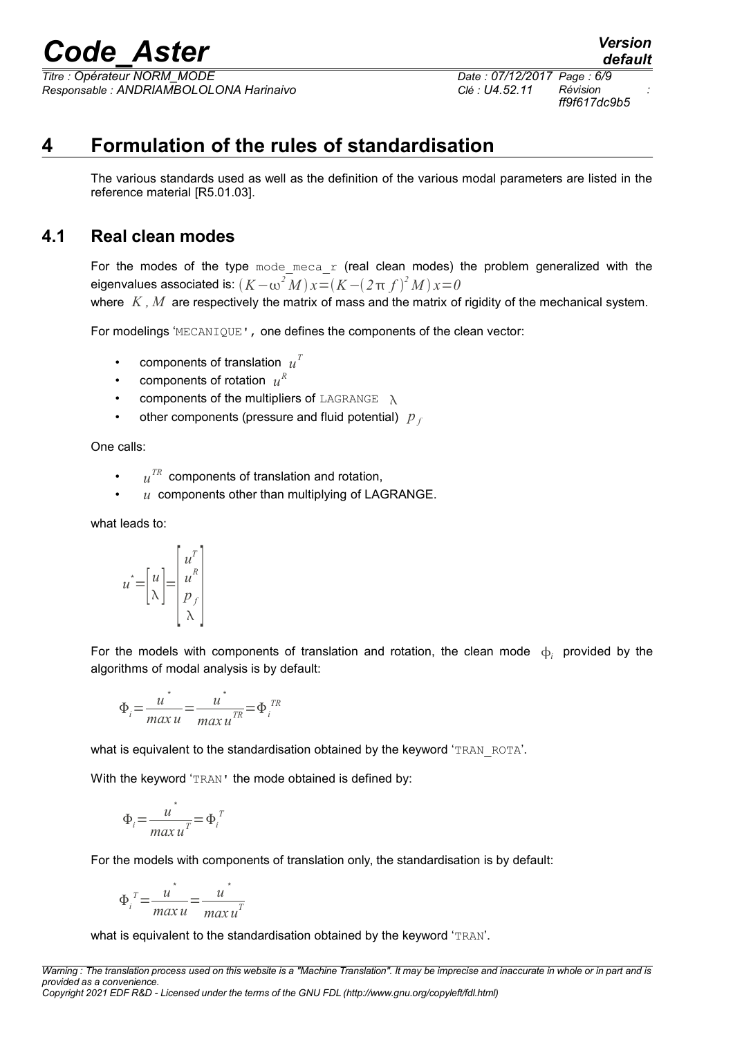# 4 Formulation of the rules of standardisation

The various standards used as well as the definition of the various modal parameters are listed in the reference material [R5.01.03].

## 4.1 Real clean modes

For the modes of the type `mode_meca_r` (real clean modes) the problem generalized with the eigenvalues associated is: $(K-\omega^2 M)x=(K-(2\pi f)^2 M)x=0$

where $K, M$ are respectively the matrix of mass and the matrix of rigidity of the mechanical system.

For modelings '`MECANIQUE`', one defines the components of the clean vector:

- components of translation $u^T$
- components of rotation $u^R$
- components of the multipliers of `LAGRANGE` $\lambda$
- other components (pressure and fluid potential) $p_f$

One calls:

- $u^{TR}$ components of translation and rotation,
- $u$ components other than multiplying of LAGRANGE.

what leads to:

$$u^* = \begin{bmatrix} u \\ \lambda \end{bmatrix} = \begin{bmatrix} u^T \\ u^R \\ p_f \\ \lambda \end{bmatrix}$$

For the models with components of translation and rotation, the clean mode $\phi_i$ provided by the algorithms of modal analysis is by default:

$$\Phi_i = \frac{u^*}{\max u} = \frac{u^*}{\max u^{TR}} = \Phi_i^{TR}$$

what is equivalent to the standardisation obtained by the keyword '`TRAN_ROTA`'.

With the keyword '`TRAN`' the mode obtained is defined by:

$$\Phi_i = \frac{u^*}{\max u^T} = \Phi_i^T$$

For the models with components of translation only, the standardisation is by default:

$$\Phi_i^T = \frac{u^*}{\max u} = \frac{u^*}{\max u^T}$$

what is equivalent to the standardisation obtained by the keyword '`TRAN`'.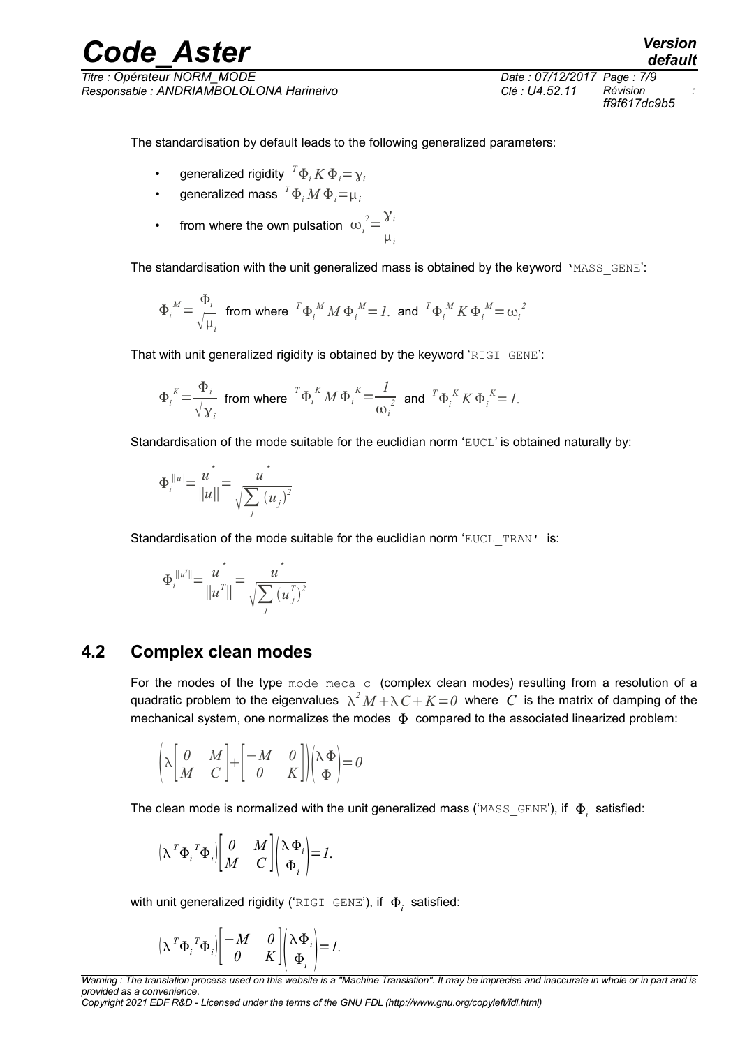The standardisation by default leads to the following generalized parameters:

- generalized rigidity ${}^T\Phi_i K \Phi_i = \gamma_i$
- generalized mass ${}^T\Phi_i M \Phi_i = \mu_i$
- from where the own pulsation $\omega_i^2 = \dfrac{\gamma_i}{\mu_i}$

The standardisation with the unit generalized mass is obtained by the keyword 'MASS_GENE':

$$\Phi_i^M = \frac{\Phi_i}{\sqrt{\mu_i}} \text{ from where } {}^T\Phi_i^M M \Phi_i^M = 1. \text{ and } {}^T\Phi_i^M K \Phi_i^M = \omega_i^2$$

That with unit generalized rigidity is obtained by the keyword 'RIGI_GENE':

$$\Phi_i^K = \frac{\Phi_i}{\sqrt{\gamma_i}} \text{ from where } {}^T\Phi_i^K M \Phi_i^K = \frac{1}{\omega_i^2} \text{ and } {}^T\Phi_i^K K \Phi_i^K = 1.$$

Standardisation of the mode suitable for the euclidian norm 'EUCL' is obtained naturally by:

$$\Phi_i^{\|u\|} = \frac{u^*}{\|u\|} = \frac{u^*}{\sqrt{\sum_j (u_j)^2}}$$

Standardisation of the mode suitable for the euclidian norm 'EUCL_TRAN' is:

$$\Phi_i^{\|u^T\|} = \frac{u^*}{\|u^T\|} = \frac{u^*}{\sqrt{\sum_j (u_j^T)^2}}$$

## 4.2 Complex clean modes

For the modes of the type mode_meca_c (complex clean modes) resulting from a resolution of a quadratic problem to the eigenvalues $\lambda^2 M + \lambda C + K = 0$ where $C$ is the matrix of damping of the mechanical system, one normalizes the modes $\Phi$ compared to the associated linearized problem:

$$\left(\lambda \begin{bmatrix} 0 & M \\ M & C \end{bmatrix} + \begin{bmatrix} -M & 0 \\ 0 & K \end{bmatrix}\right) \begin{pmatrix} \lambda \Phi \\ \Phi \end{pmatrix} = 0$$

The clean mode is normalized with the unit generalized mass ('MASS_GENE'), if $\Phi_i$ satisfied:

$$\left(\lambda\, {}^T\Phi_i \; {}^T\Phi_i\right) \begin{bmatrix} 0 & M \\ M & C \end{bmatrix} \begin{pmatrix} \lambda \Phi_i \\ \Phi_i \end{pmatrix} = 1.$$

with unit generalized rigidity ('RIGI_GENE'), if $\Phi_i$ satisfied:

$$\left(\lambda\, {}^T\Phi_i \; {}^T\Phi_i\right) \begin{bmatrix} -M & 0 \\ 0 & K \end{bmatrix} \begin{pmatrix} \lambda \Phi_i \\ \Phi_i \end{pmatrix} = 1.$$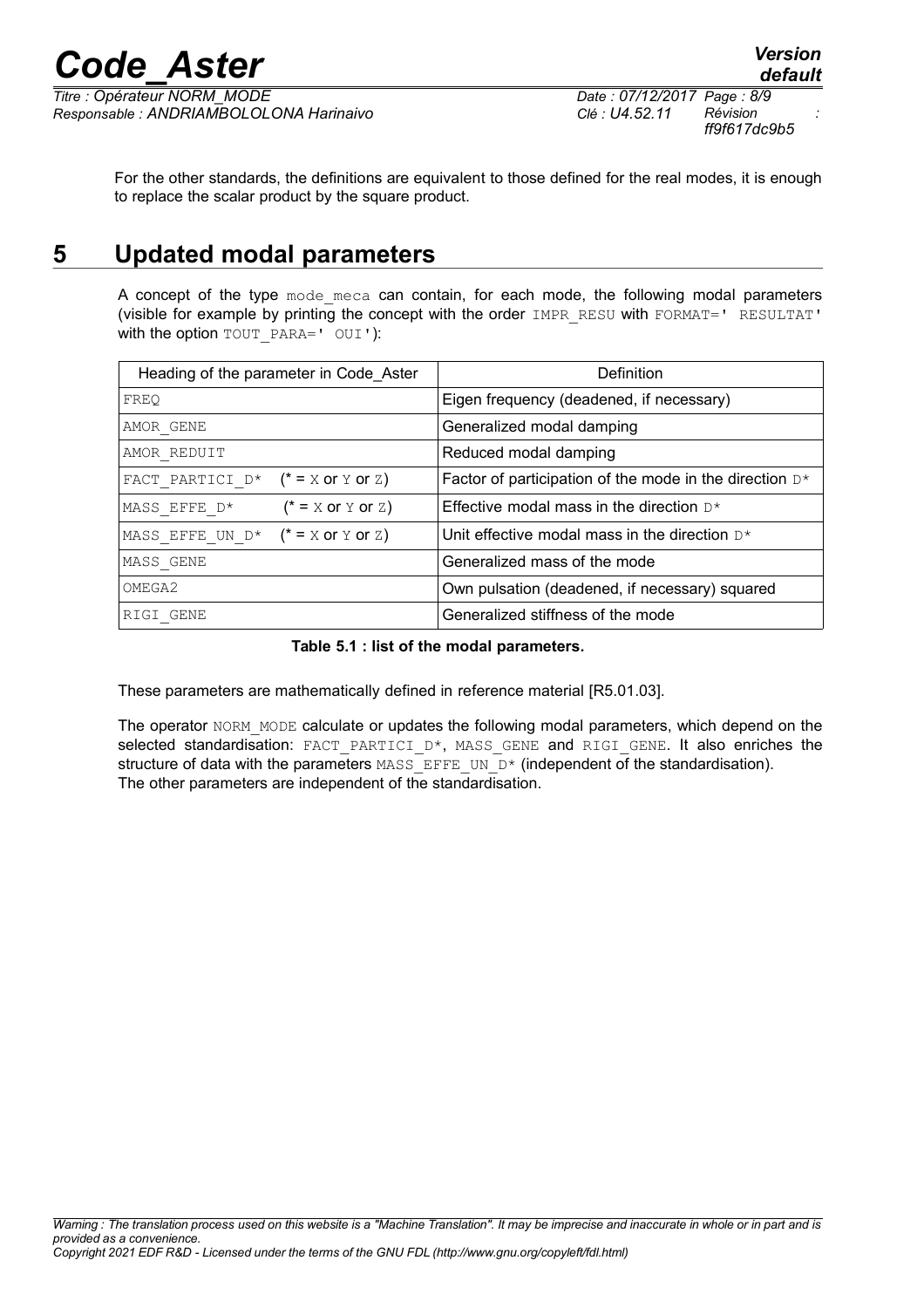For the other standards, the definitions are equivalent to those defined for the real modes, it is enough to replace the scalar product by the square product.

# 5 Updated modal parameters

A concept of the type `mode_meca` can contain, for each mode, the following modal parameters (visible for example by printing the concept with the order `IMPR_RESU` with `FORMAT=' RESULTAT'` with the option `TOUT_PARA=' OUI'`):

| Heading of the parameter in Code_Aster | Definition |
|---|---|
| `FREQ` | Eigen frequency (deadened, if necessary) |
| `AMOR_GENE` | Generalized modal damping |
| `AMOR_REDUIT` | Reduced modal damping |
| `FACT_PARTICI_D*` (* = `X` or `Y` or `Z`) | Factor of participation of the mode in the direction `D*` |
| `MASS_EFFE_D*` (* = `X` or `Y` or `Z`) | Effective modal mass in the direction `D*` |
| `MASS_EFFE_UN_D*` (* = `X` or `Y` or `Z`) | Unit effective modal mass in the direction `D*` |
| `MASS_GENE` | Generalized mass of the mode |
| `OMEGA2` | Own pulsation (deadened, if necessary) squared |
| `RIGI_GENE` | Generalized stiffness of the mode |

**Table 5.1 : list of the modal parameters.**

These parameters are mathematically defined in reference material [R5.01.03].

The operator `NORM_MODE` calculate or updates the following modal parameters, which depend on the selected standardisation: `FACT_PARTICI_D*`, `MASS_GENE` and `RIGI_GENE`. It also enriches the structure of data with the parameters `MASS_EFFE_UN_D*` (independent of the standardisation).
The other parameters are independent of the standardisation.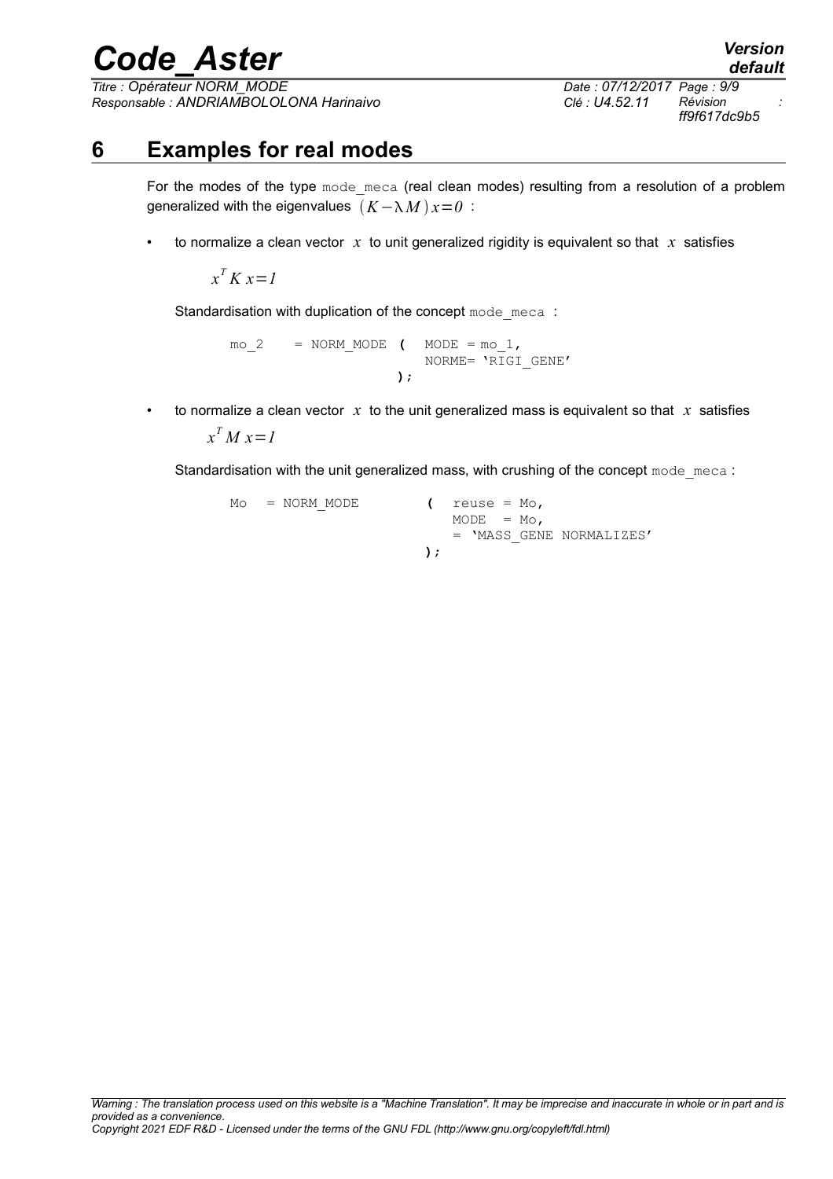# 6 Examples for real modes

For the modes of the type mode_meca (real clean modes) resulting from a resolution of a problem generalized with the eigenvalues $(K - \lambda M) x = 0$ :

- to normalize a clean vector $x$ to unit generalized rigidity is equivalent so that $x$ satisfies

  $x^T K x = 1$

  Standardisation with duplication of the concept mode_meca :

```
mo_2    = NORM_MODE (  MODE = mo_1,
                       NORME= 'RIGI_GENE'
                    );
```

- to normalize a clean vector $x$ to the unit generalized mass is equivalent so that $x$ satisfies

  $x^T M x = 1$

  Standardisation with the unit generalized mass, with crushing of the concept mode_meca :

```
Mo   = NORM_MODE        (  reuse = Mo,
                           MODE  = Mo,
                           = 'MASS_GENE NORMALIZES'
                        );
```